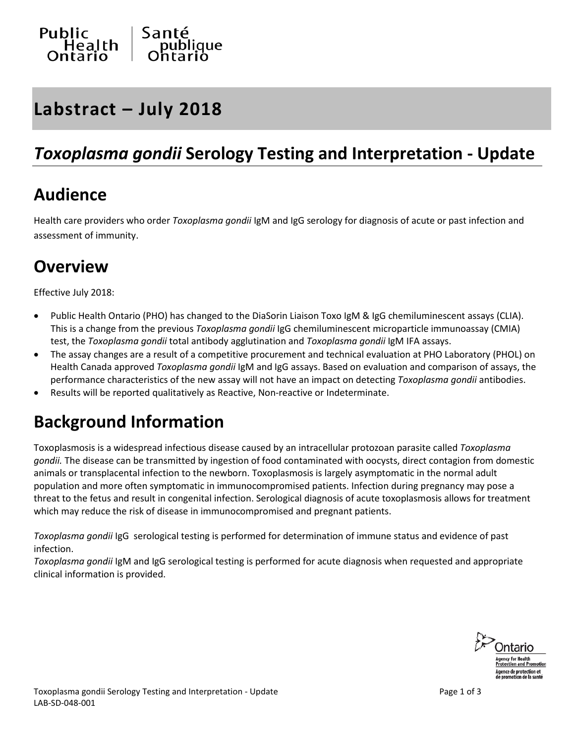Public Health Ontario | Santé publique Ontario

# Labstract – July 2018

## *Toxoplasma gondii* Serology Testing and Interpretation - Update

## Audience

Health care providers who order *Toxoplasma gondii* IgM and IgG serology for diagnosis of acute or past infection and assessment of immunity.

## Overview

Effective July 2018:

- Public Health Ontario (PHO) has changed to the DiaSorin Liaison Toxo IgM & IgG chemiluminescent assays (CLIA). This is a change from the previous *Toxoplasma gondii* IgG chemiluminescent microparticle immunoassay (CMIA) test, the *Toxoplasma gondii* total antibody agglutination and *Toxoplasma gondii* IgM IFA assays.
- The assay changes are a result of a competitive procurement and technical evaluation at PHO Laboratory (PHOL) on Health Canada approved *Toxoplasma gondii* IgM and IgG assays. Based on evaluation and comparison of assays, the performance characteristics of the new assay will not have an impact on detecting *Toxoplasma gondii* antibodies.
- Results will be reported qualitatively as Reactive, Non-reactive or Indeterminate.

## Background Information

Toxoplasmosis is a widespread infectious disease caused by an intracellular protozoan parasite called *Toxoplasma gondii.* The disease can be transmitted by ingestion of food contaminated with oocysts, direct contagion from domestic animals or transplacental infection to the newborn. Toxoplasmosis is largely asymptomatic in the normal adult population and more often symptomatic in immunocompromised patients. Infection during pregnancy may pose a threat to the fetus and result in congenital infection. Serological diagnosis of acute toxoplasmosis allows for treatment which may reduce the risk of disease in immunocompromised and pregnant patients.

*Toxoplasma gondii* IgG serological testing is performed for determination of immune status and evidence of past infection.

*Toxoplasma gondii* IgM and IgG serological testing is performed for acute diagnosis when requested and appropriate clinical information is provided.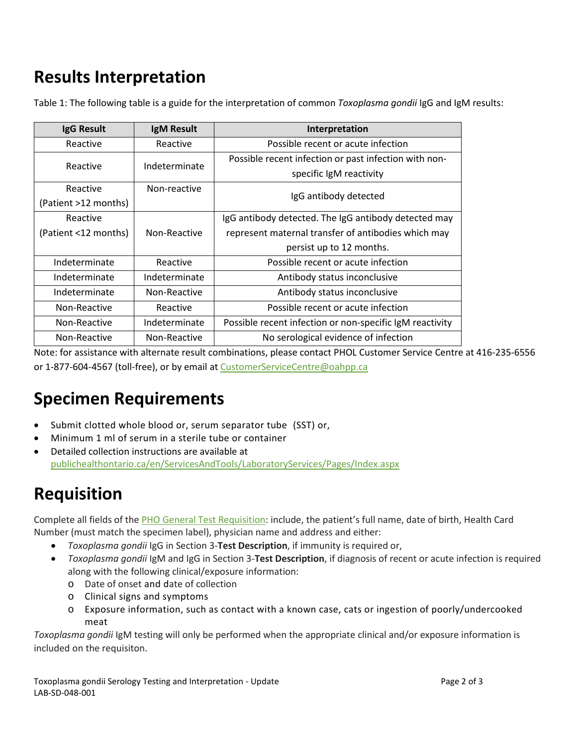## Results Interpretation

Table 1: The following table is a guide for the interpretation of common *Toxoplasma gondii* IgG and IgM results:

| IgG Result | IgM Result | Interpretation |
|---|---|---|
| Reactive | Reactive | Possible recent or acute infection |
| Reactive | Indeterminate | Possible recent infection or past infection with non-specific IgM reactivity |
| Reactive (Patient >12 months) | Non-reactive | IgG antibody detected |
| Reactive (Patient <12 months) | Non-Reactive | IgG antibody detected. The IgG antibody detected may represent maternal transfer of antibodies which may persist up to 12 months. |
| Indeterminate | Reactive | Possible recent or acute infection |
| Indeterminate | Indeterminate | Antibody status inconclusive |
| Indeterminate | Non-Reactive | Antibody status inconclusive |
| Non-Reactive | Reactive | Possible recent or acute infection |
| Non-Reactive | Indeterminate | Possible recent infection or non-specific IgM reactivity |
| Non-Reactive | Non-Reactive | No serological evidence of infection |

Note: for assistance with alternate result combinations, please contact PHOL Customer Service Centre at 416-235-6556 or 1-877-604-4567 (toll-free), or by email at CustomerServiceCentre@oahpp.ca

## Specimen Requirements

- Submit clotted whole blood or, serum separator tube (SST) or,
- Minimum 1 ml of serum in a sterile tube or container
- Detailed collection instructions are available at publichealthontario.ca/en/ServicesAndTools/LaboratoryServices/Pages/Index.aspx

## Requisition

Complete all fields of the PHO General Test Requisition: include, the patient's full name, date of birth, Health Card Number (must match the specimen label), physician name and address and either:

- *Toxoplasma gondii* IgG in Section 3-**Test Description**, if immunity is required or,
- *Toxoplasma gondii* IgM and IgG in Section 3-**Test Description**, if diagnosis of recent or acute infection is required along with the following clinical/exposure information:
  - Date of onset and date of collection
  - Clinical signs and symptoms
  - Exposure information, such as contact with a known case, cats or ingestion of poorly/undercooked meat

*Toxoplasma gondii* IgM testing will only be performed when the appropriate clinical and/or exposure information is included on the requisiton.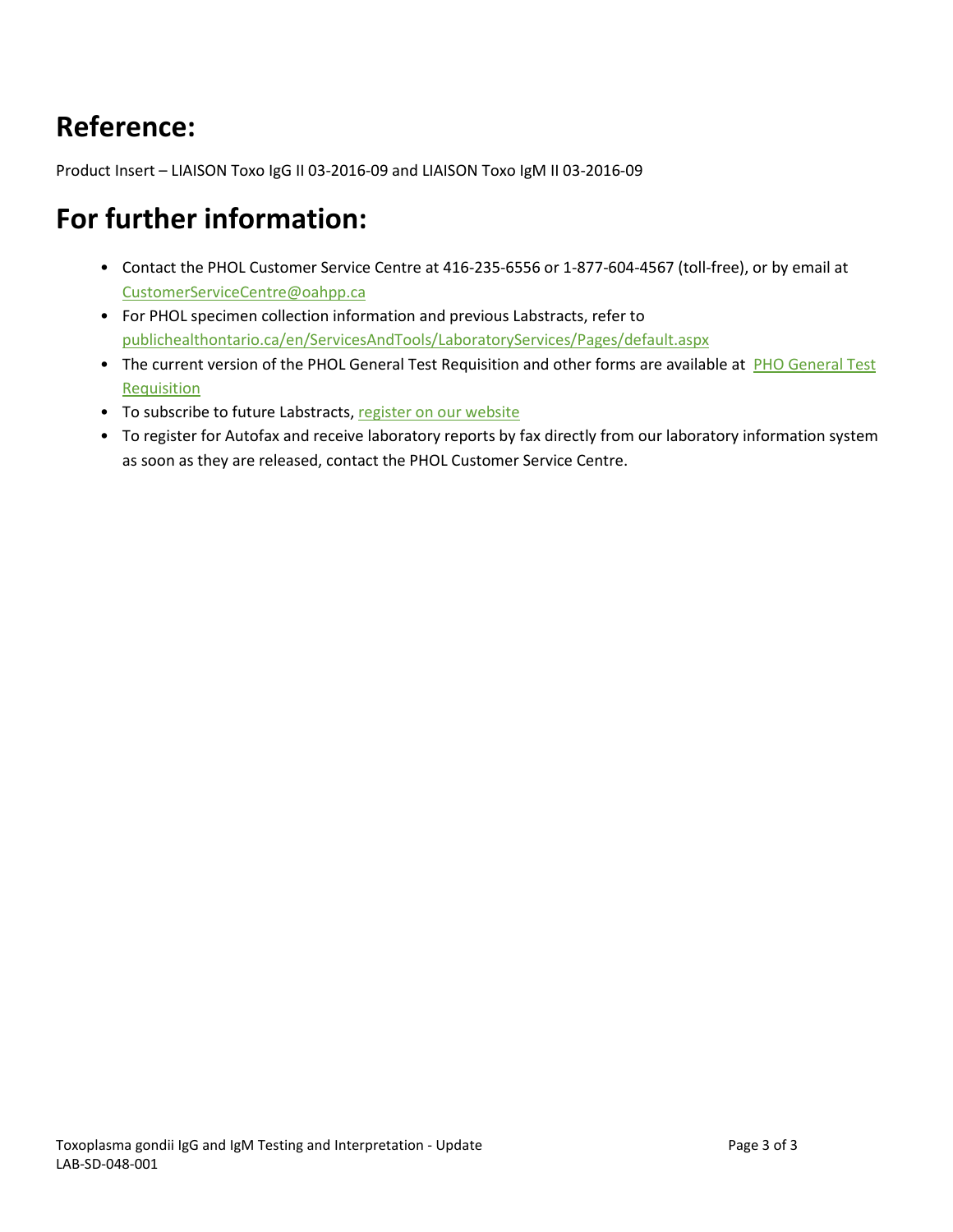## Reference:

Product Insert – LIAISON Toxo IgG II 03-2016-09 and LIAISON Toxo IgM II 03-2016-09

## For further information:

- Contact the PHOL Customer Service Centre at 416-235-6556 or 1-877-604-4567 (toll-free), or by email at CustomerServiceCentre@oahpp.ca
- For PHOL specimen collection information and previous Labstracts, refer to publichealthontario.ca/en/ServicesAndTools/LaboratoryServices/Pages/default.aspx
- The current version of the PHOL General Test Requisition and other forms are available at PHO General Test Requisition
- To subscribe to future Labstracts, register on our website
- To register for Autofax and receive laboratory reports by fax directly from our laboratory information system as soon as they are released, contact the PHOL Customer Service Centre.